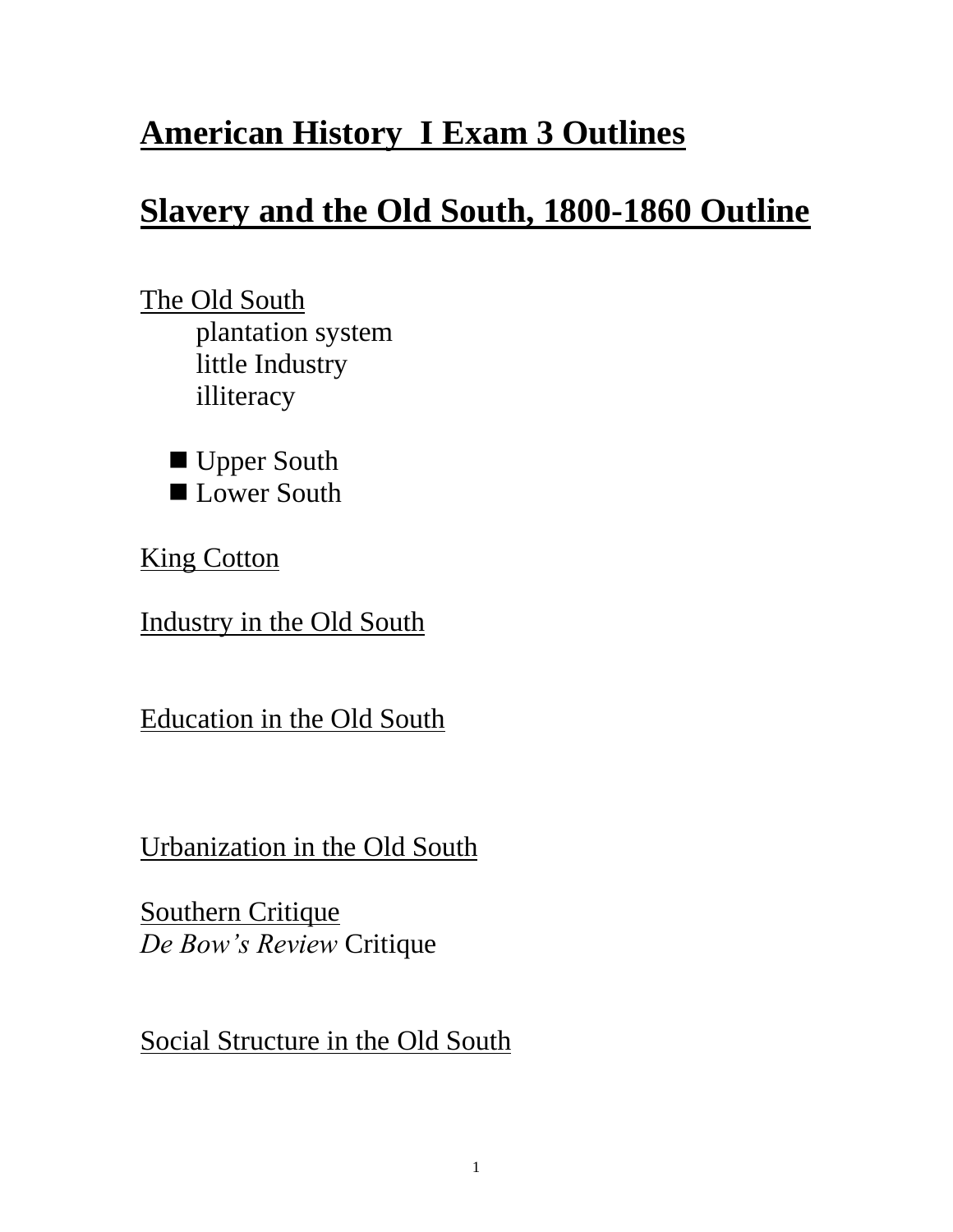# American History I Exam 3 Outlines

## Slavery and the Old South, 1800-1860 Outline

The Old South
- plantation system
- little Industry
- illiteracy

- Upper South
- Lower South

King Cotton

Industry in the Old South

Education in the Old South

Urbanization in the Old South

Southern Critique
*De Bow's Review* Critique

Social Structure in the Old South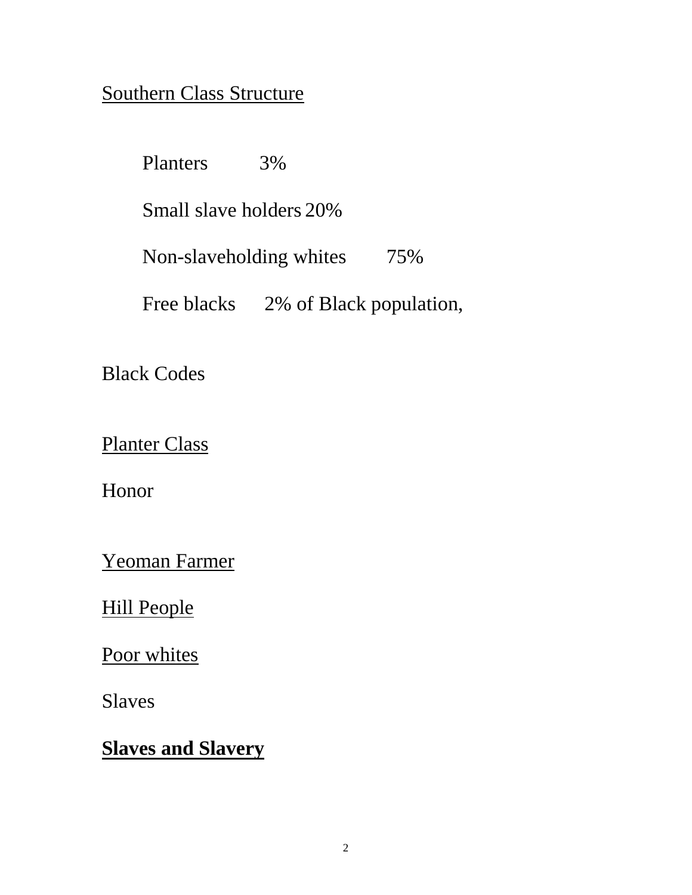<u>Southern Class Structure</u>

Planters 3%

Small slave holders 20%

Non-slaveholding whites 75%

Free blacks 2% of Black population,

Black Codes

<u>Planter Class</u>

Honor

<u>Yeoman Farmer</u>

<u>Hill People</u>

<u>Poor whites</u>

Slaves

**<u>Slaves and Slavery</u>**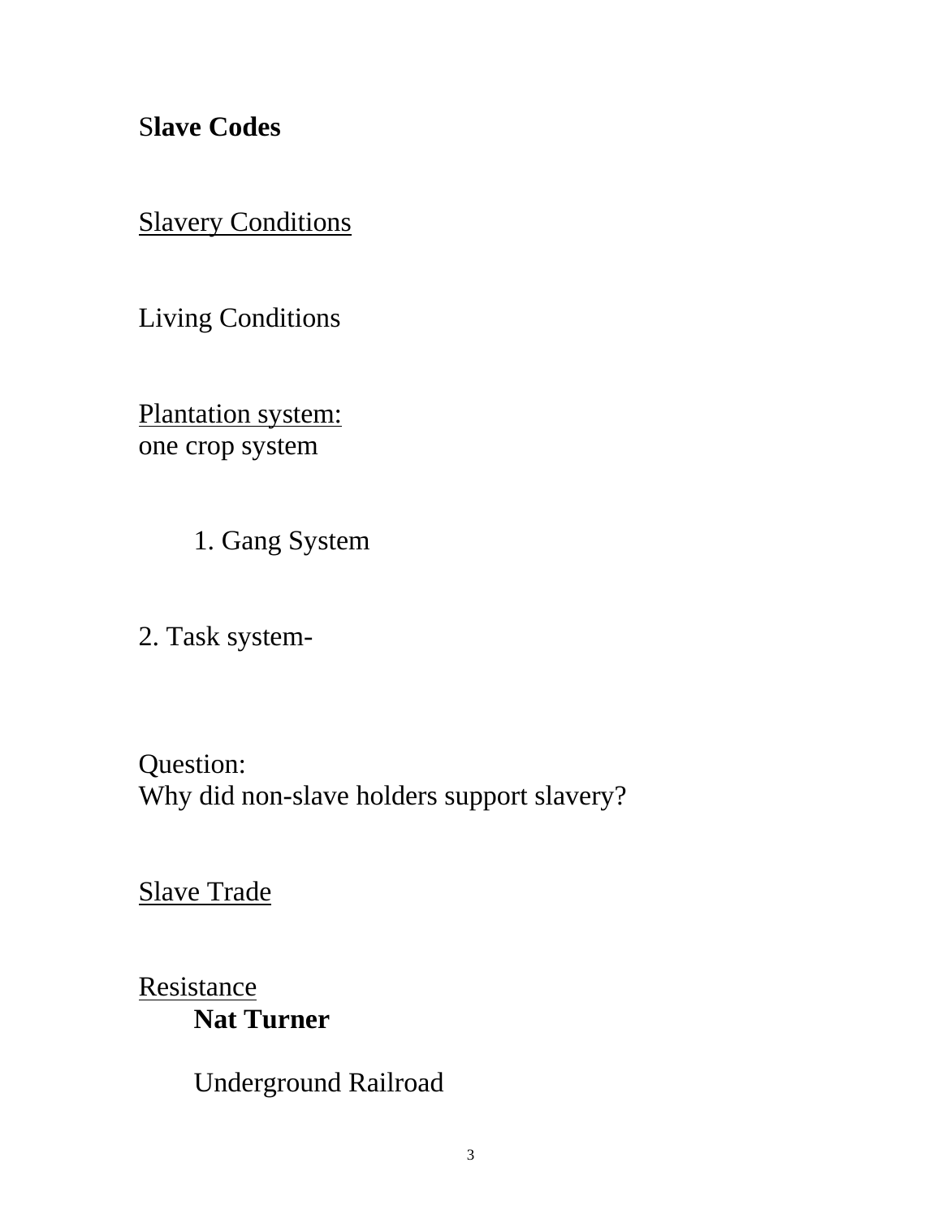**Slave Codes**

<u>Slavery Conditions</u>

Living Conditions

<u>Plantation system:</u>
one crop system

1. Gang System

2. Task system-

Question:
Why did non-slave holders support slavery?

<u>Slave Trade</u>

<u>Resistance</u>

**Nat Turner**

Underground Railroad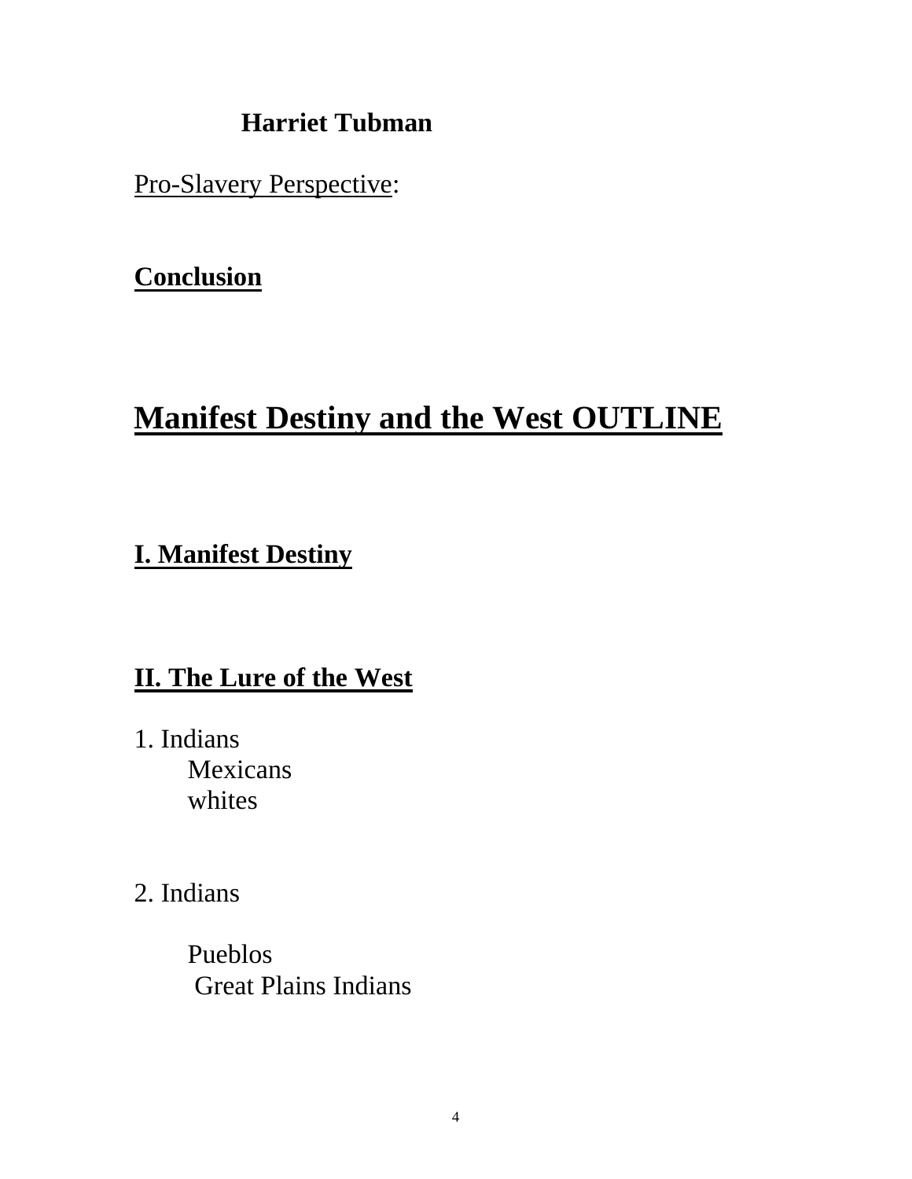**Harriet Tubman**

Pro-Slavery Perspective:

**Conclusion**

# Manifest Destiny and the West OUTLINE

## I. Manifest Destiny

## II. The Lure of the West

1. Indians
   Mexicans
   whites

2. Indians

   Pueblos
   Great Plains Indians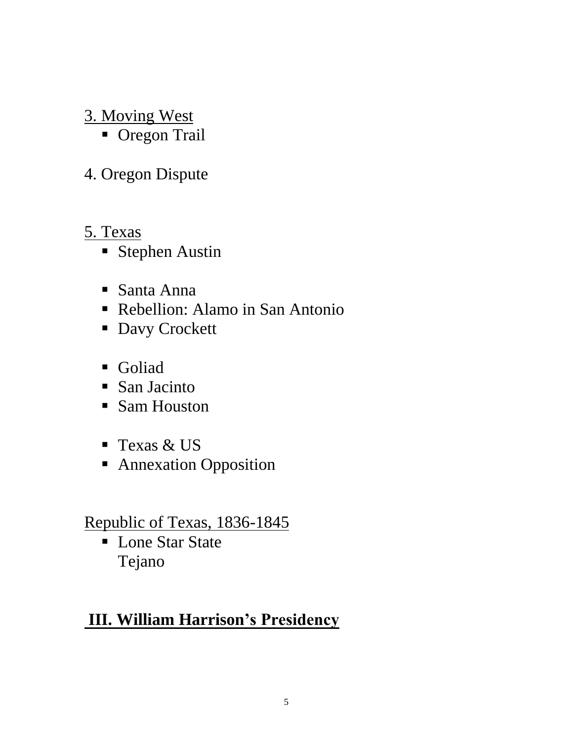<u>3. Moving West</u>

- Oregon Trail

4. Oregon Dispute

<u>5. Texas</u>

- Stephen Austin

- Santa Anna
- Rebellion: Alamo in San Antonio
- Davy Crockett

- Goliad
- San Jacinto
- Sam Houston

- Texas & US
- Annexation Opposition

<u>Republic of Texas, 1836-1845</u>

- Lone Star State
  Tejano

## <u>III. William Harrison's Presidency</u>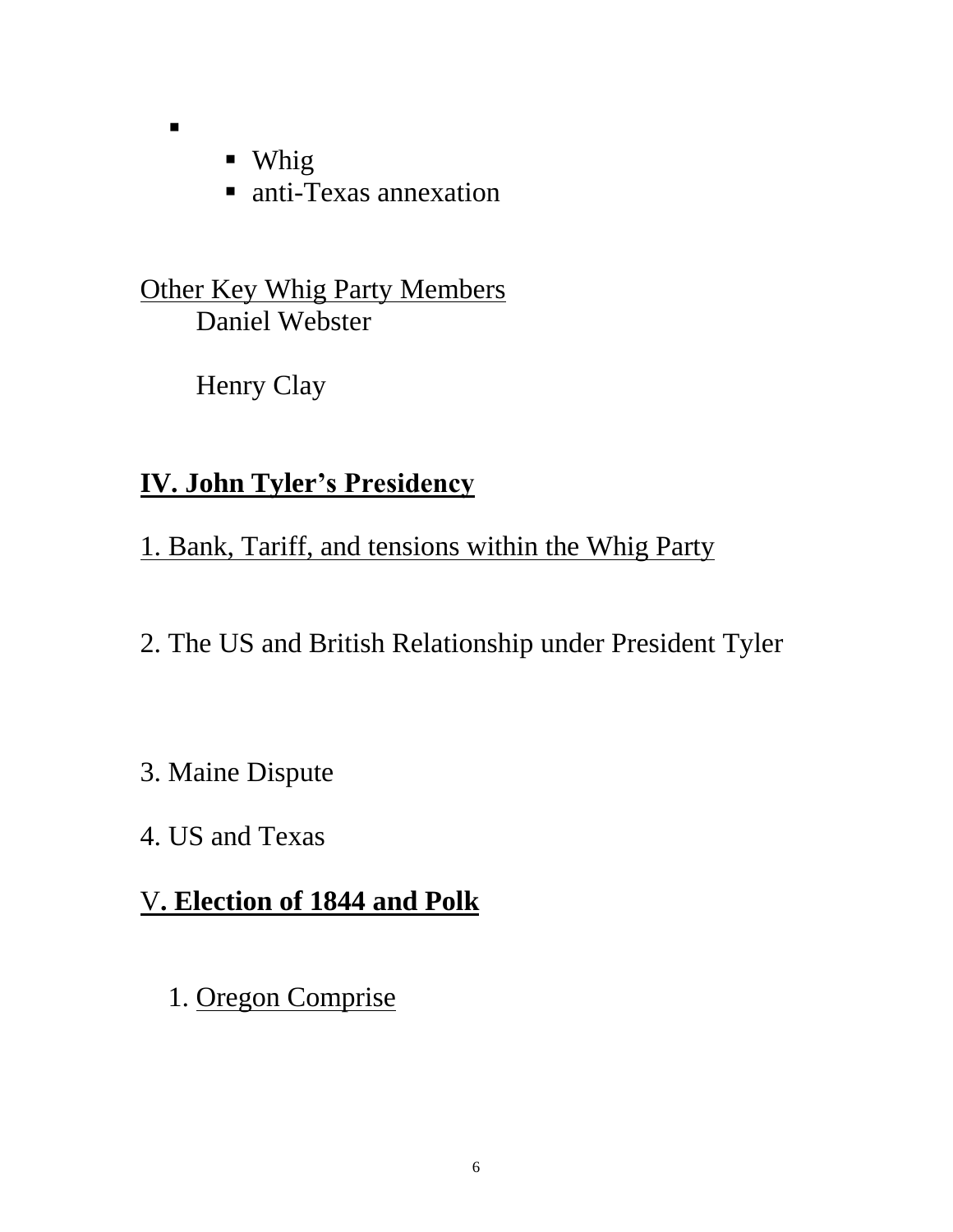- 
  - Whig
  - anti-Texas annexation

<u>Other Key Whig Party Members</u>

Daniel Webster

Henry Clay

## <u>IV. John Tyler's Presidency</u>

<u>1. Bank, Tariff, and tensions within the Whig Party</u>

2. The US and British Relationship under President Tyler

3. Maine Dispute

4. US and Texas

## <u>V. Election of 1844 and Polk</u>

1. <u>Oregon Comprise</u>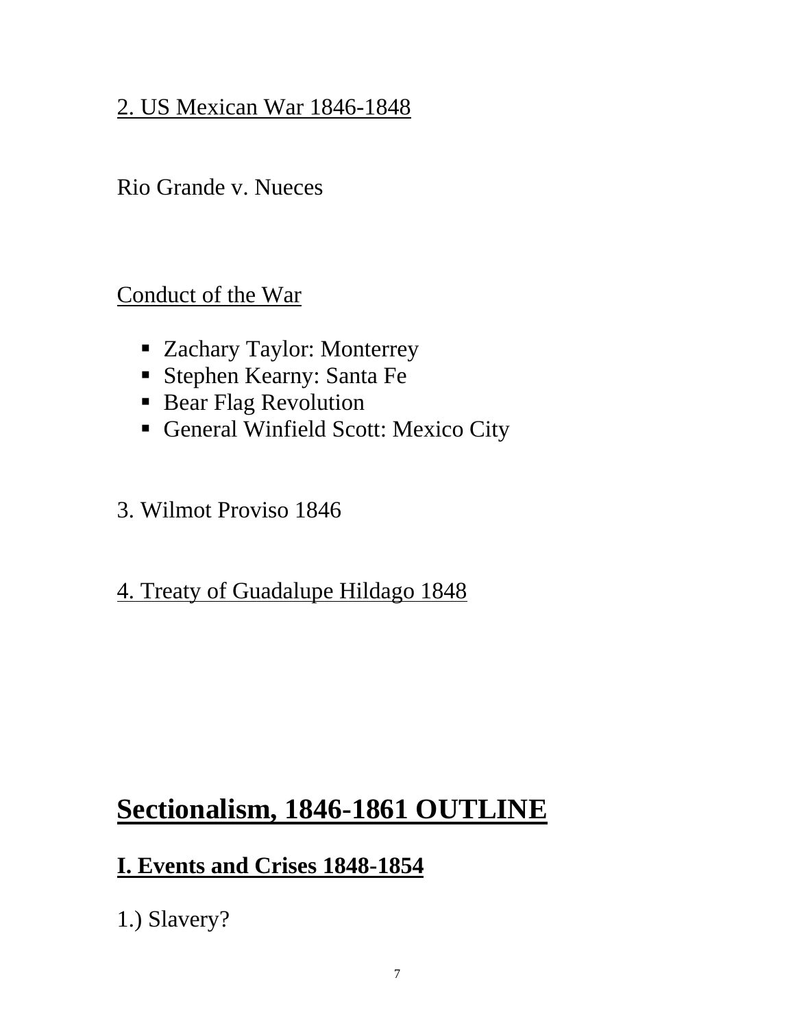<u>2. US Mexican War 1846-1848</u>

Rio Grande v. Nueces

<u>Conduct of the War</u>

- Zachary Taylor: Monterrey
- Stephen Kearny: Santa Fe
- Bear Flag Revolution
- General Winfield Scott: Mexico City

3. Wilmot Proviso 1846

<u>4. Treaty of Guadalupe Hildago 1848</u>

# <u>Sectionalism, 1846-1861 OUTLINE</u>

## <u>I. Events and Crises 1848-1854</u>

1.) Slavery?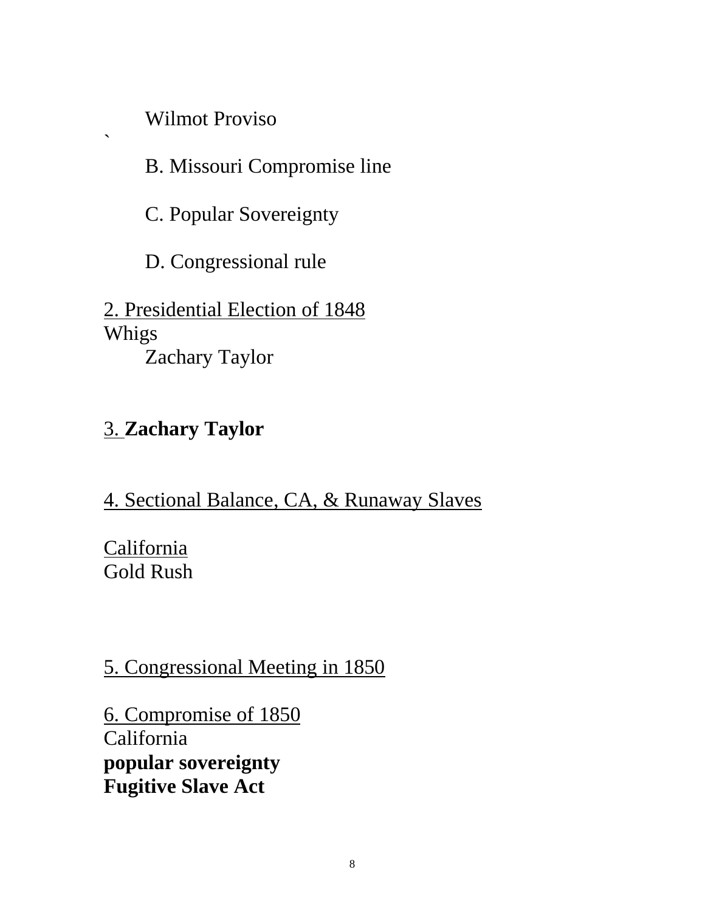Wilmot Proviso

`

B. Missouri Compromise line

C. Popular Sovereignty

D. Congressional rule

2. Presidential Election of 1848

Whigs

Zachary Taylor

3. **Zachary Taylor**

4. Sectional Balance, CA, & Runaway Slaves

California

Gold Rush

5. Congressional Meeting in 1850

6. Compromise of 1850

California

**popular sovereignty**

**Fugitive Slave Act**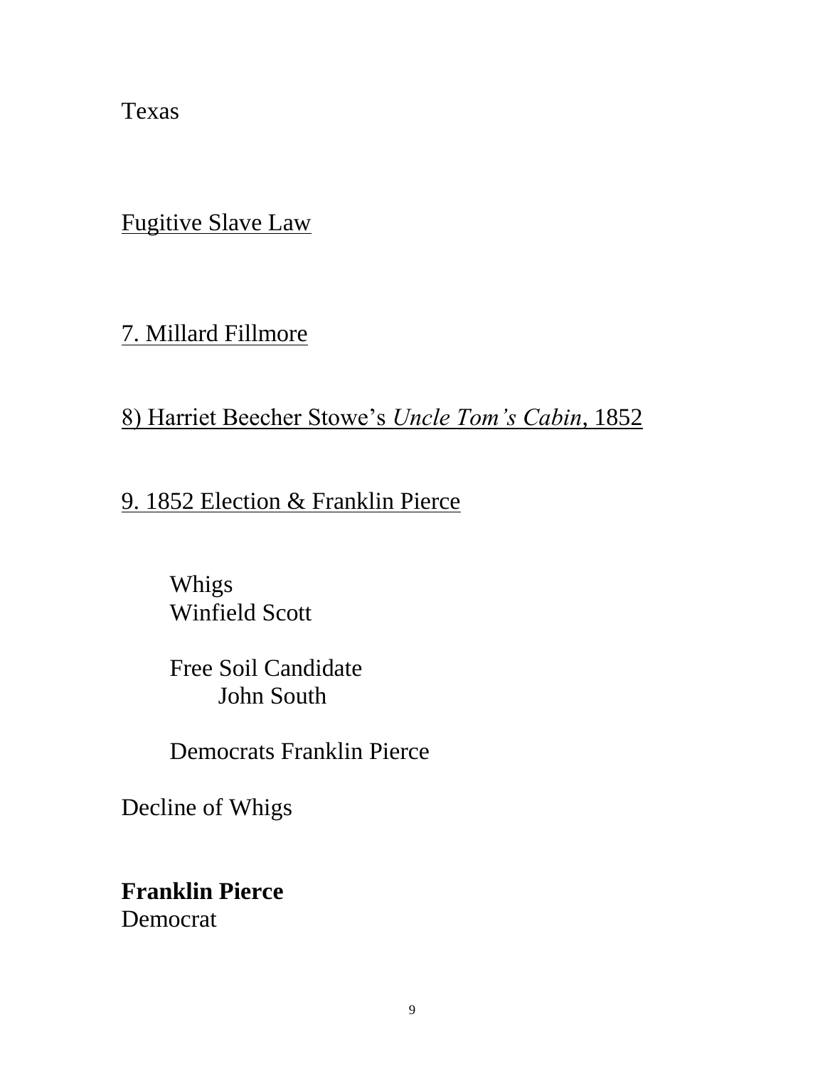Texas

<u>Fugitive Slave Law</u>

<u>7. Millard Fillmore</u>

<u>8) Harriet Beecher Stowe's *Uncle Tom's Cabin*, 1852</u>

<u>9. 1852 Election & Franklin Pierce</u>

Whigs
Winfield Scott

Free Soil Candidate
John South

Democrats Franklin Pierce

Decline of Whigs

**Franklin Pierce**
Democrat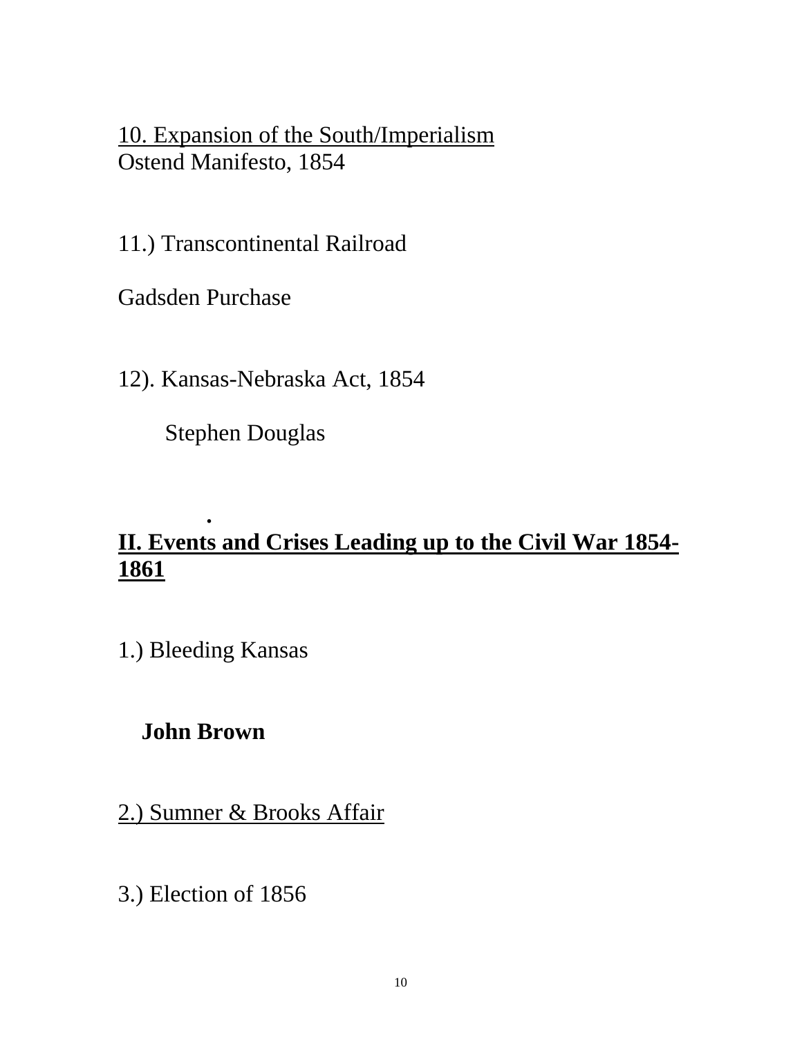<u>10. Expansion of the South/Imperialism</u>
Ostend Manifesto, 1854

11.) Transcontinental Railroad

Gadsden Purchase

12). Kansas-Nebraska Act, 1854

Stephen Douglas

.

## <u>II. Events and Crises Leading up to the Civil War 1854-1861</u>

1.) Bleeding Kansas

**John Brown**

<u>2.) Sumner & Brooks Affair</u>

3.) Election of 1856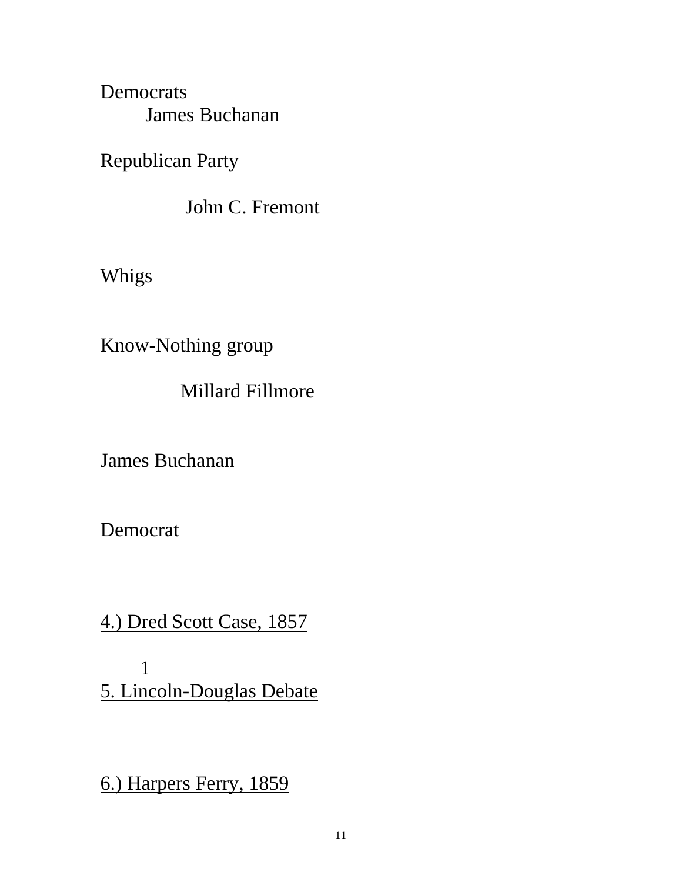Democrats

James Buchanan

Republican Party

John C. Fremont

Whigs

Know-Nothing group

Millard Fillmore

James Buchanan

Democrat

<u>4.) Dred Scott Case, 1857</u>

1

<u>5. Lincoln-Douglas Debate</u>

<u>6.) Harpers Ferry, 1859</u>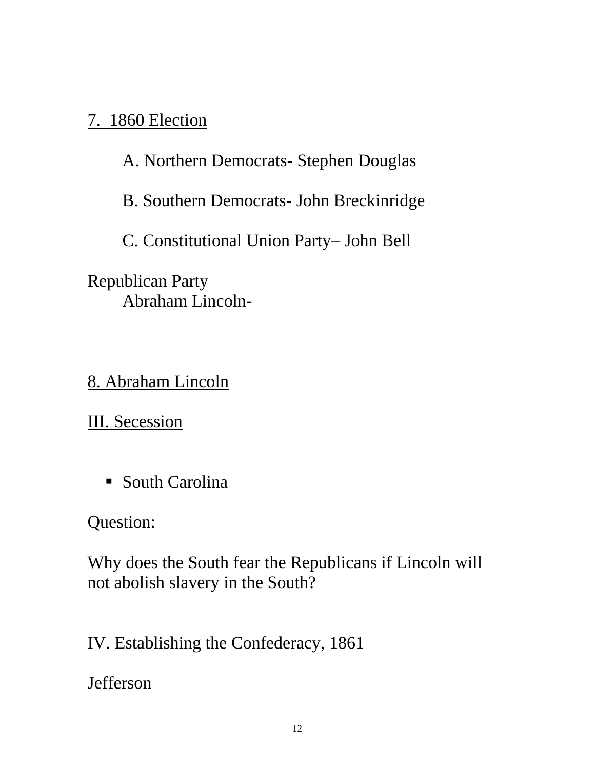7. 1860 Election

A. Northern Democrats- Stephen Douglas

B. Southern Democrats- John Breckinridge

C. Constitutional Union Party– John Bell

Republican Party
Abraham Lincoln-

8. Abraham Lincoln

III. Secession

- South Carolina

Question:

Why does the South fear the Republicans if Lincoln will not abolish slavery in the South?

IV. Establishing the Confederacy, 1861

Jefferson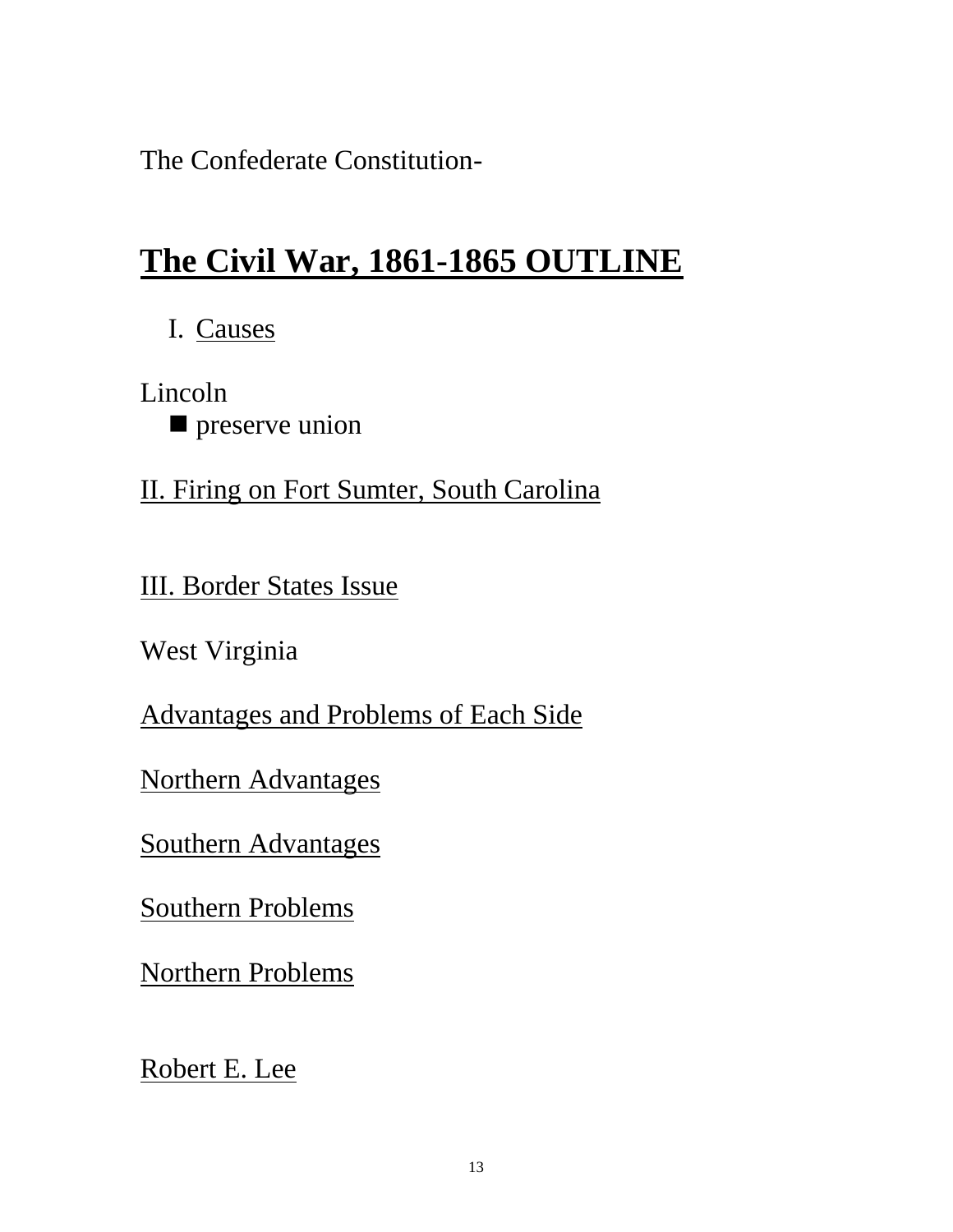The Confederate Constitution-

# <u>The Civil War, 1861-1865 OUTLINE</u>

I. <u>Causes</u>

Lincoln

- preserve union

<u>II. Firing on Fort Sumter, South Carolina</u>

<u>III. Border States Issue</u>

West Virginia

<u>Advantages and Problems of Each Side</u>

<u>Northern Advantages</u>

<u>Southern Advantages</u>

<u>Southern Problems</u>

<u>Northern Problems</u>

<u>Robert E. Lee</u>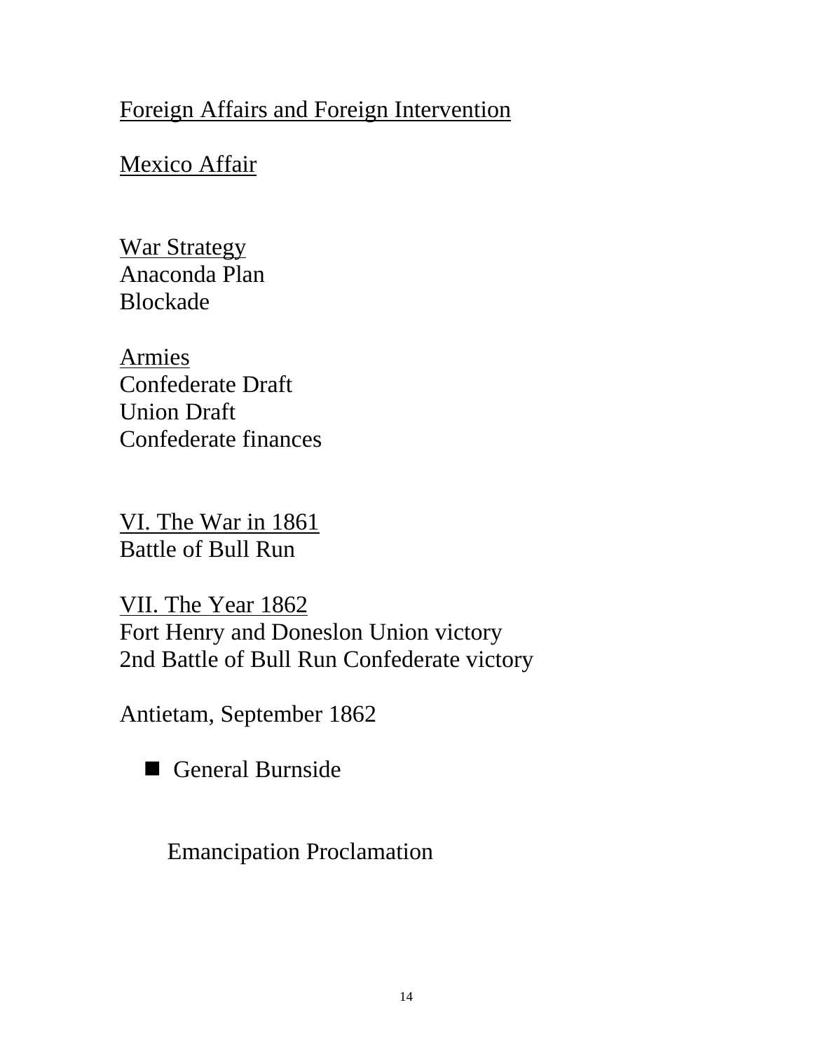Foreign Affairs and Foreign Intervention

Mexico Affair

War Strategy
Anaconda Plan
Blockade

Armies
Confederate Draft
Union Draft
Confederate finances

VI. The War in 1861
Battle of Bull Run

VII. The Year 1862
Fort Henry and Doneslon Union victory
2nd Battle of Bull Run Confederate victory

Antietam, September 1862

- General Burnside

Emancipation Proclamation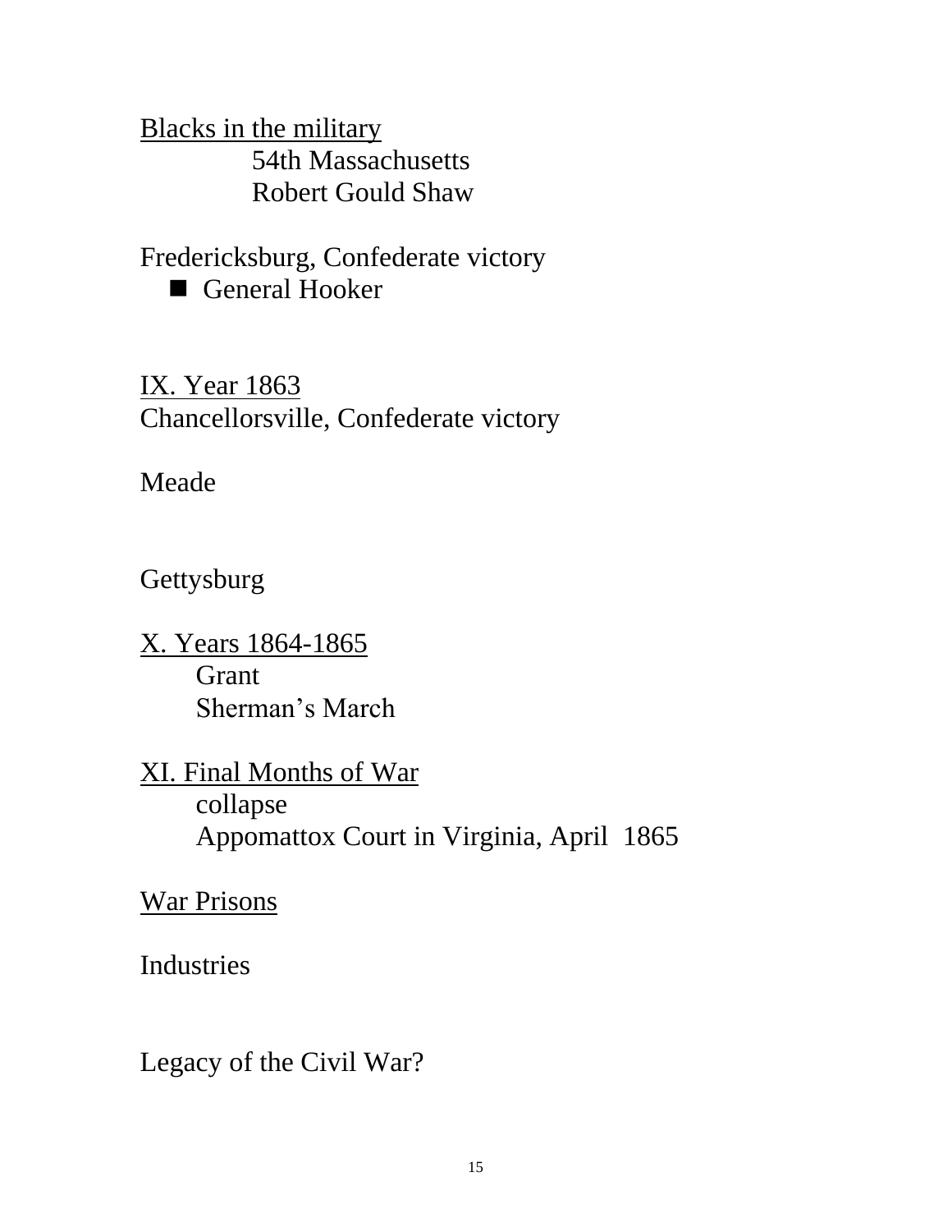Blacks in the military

54th Massachusetts

Robert Gould Shaw

Fredericksburg, Confederate victory

- General Hooker

IX. Year 1863

Chancellorsville, Confederate victory

Meade

Gettysburg

X. Years 1864-1865

Grant

Sherman's March

XI. Final Months of War

collapse

Appomattox Court in Virginia, April 1865

War Prisons

Industries

Legacy of the Civil War?